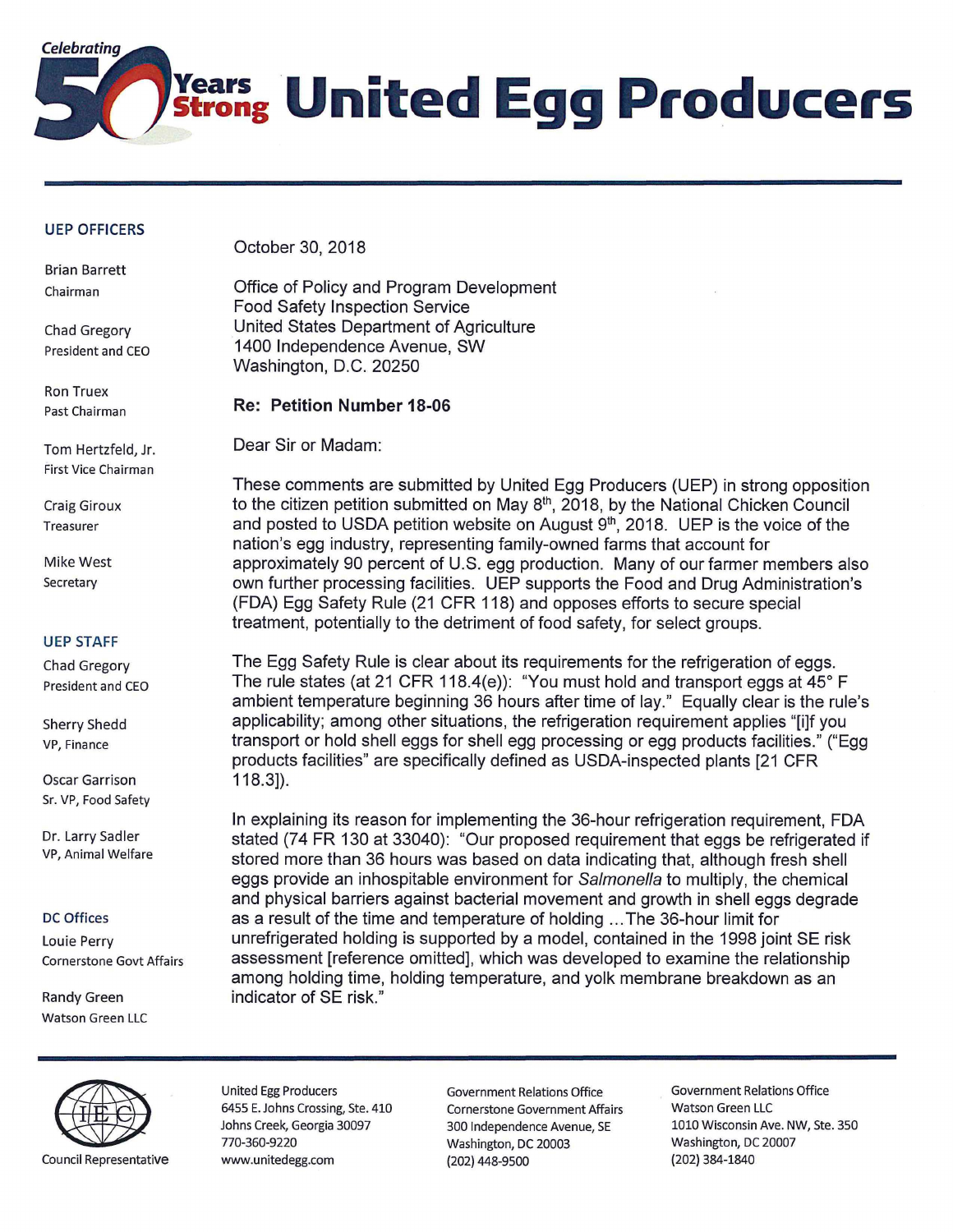# United Egg Producers

Celebrating 50 Years Strong

**UEP OFFICERS**

Brian Barrett
Chairman

Chad Gregory
President and CEO

Ron Truex
Past Chairman

Tom Hertzfeld, Jr.
First Vice Chairman

Craig Giroux
Treasurer

Mike West
Secretary

**UEP STAFF**

Chad Gregory
President and CEO

Sherry Shedd
VP, Finance

Oscar Garrison
Sr. VP, Food Safety

Dr. Larry Sadler
VP, Animal Welfare

**DC Offices**

Louie Perry
Cornerstone Govt Affairs

Randy Green
Watson Green LLC

October 30, 2018

Office of Policy and Program Development
Food Safety Inspection Service
United States Department of Agriculture
1400 Independence Avenue, SW
Washington, D.C. 20250

**Re: Petition Number 18-06**

Dear Sir or Madam:

These comments are submitted by United Egg Producers (UEP) in strong opposition to the citizen petition submitted on May 8th, 2018, by the National Chicken Council and posted to USDA petition website on August 9th, 2018. UEP is the voice of the nation's egg industry, representing family-owned farms that account for approximately 90 percent of U.S. egg production. Many of our farmer members also own further processing facilities. UEP supports the Food and Drug Administration's (FDA) Egg Safety Rule (21 CFR 118) and opposes efforts to secure special treatment, potentially to the detriment of food safety, for select groups.

The Egg Safety Rule is clear about its requirements for the refrigeration of eggs. The rule states (at 21 CFR 118.4(e)): "You must hold and transport eggs at 45° F ambient temperature beginning 36 hours after time of lay." Equally clear is the rule's applicability; among other situations, the refrigeration requirement applies "[i]f you transport or hold shell eggs for shell egg processing or egg products facilities." ("Egg products facilities" are specifically defined as USDA-inspected plants [21 CFR 118.3]).

In explaining its reason for implementing the 36-hour refrigeration requirement, FDA stated (74 FR 130 at 33040): "Our proposed requirement that eggs be refrigerated if stored more than 36 hours was based on data indicating that, although fresh shell eggs provide an inhospitable environment for *Salmonella* to multiply, the chemical and physical barriers against bacterial movement and growth in shell eggs degrade as a result of the time and temperature of holding ... The 36-hour limit for unrefrigerated holding is supported by a model, contained in the 1998 joint SE risk assessment [reference omitted], which was developed to examine the relationship among holding time, holding temperature, and yolk membrane breakdown as an indicator of SE risk."

IEC Council Representative

United Egg Producers
6455 E. Johns Crossing, Ste. 410
Johns Creek, Georgia 30097
770-360-9220
www.unitedegg.com

Government Relations Office
Cornerstone Government Affairs
300 Independence Avenue, SE
Washington, DC 20003
(202) 448-9500

Government Relations Office
Watson Green LLC
1010 Wisconsin Ave. NW, Ste. 350
Washington, DC 20007
(202) 384-1840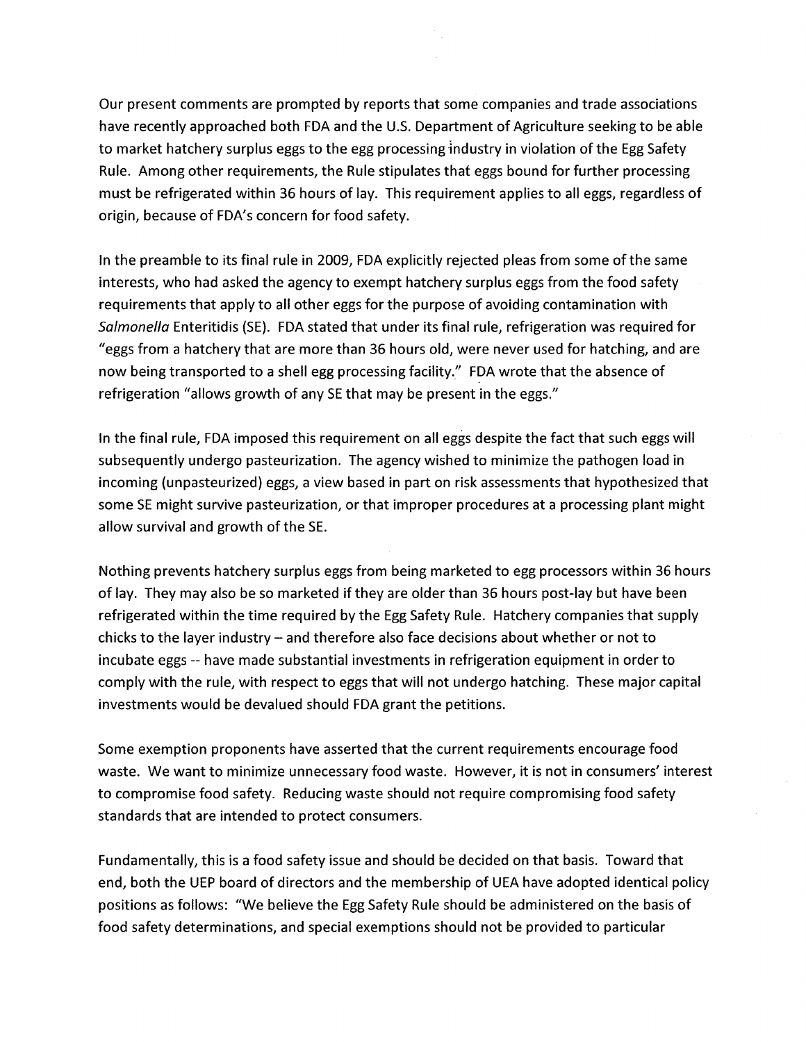Our present comments are prompted by reports that some companies and trade associations have recently approached both FDA and the U.S. Department of Agriculture seeking to be able to market hatchery surplus eggs to the egg processing industry in violation of the Egg Safety Rule. Among other requirements, the Rule stipulates that eggs bound for further processing must be refrigerated within 36 hours of lay. This requirement applies to all eggs, regardless of origin, because of FDA's concern for food safety.

In the preamble to its final rule in 2009, FDA explicitly rejected pleas from some of the same interests, who had asked the agency to exempt hatchery surplus eggs from the food safety requirements that apply to all other eggs for the purpose of avoiding contamination with *Salmonella* Enteritidis (SE). FDA stated that under its final rule, refrigeration was required for "eggs from a hatchery that are more than 36 hours old, were never used for hatching, and are now being transported to a shell egg processing facility." FDA wrote that the absence of refrigeration "allows growth of any SE that may be present in the eggs."

In the final rule, FDA imposed this requirement on all eggs despite the fact that such eggs will subsequently undergo pasteurization. The agency wished to minimize the pathogen load in incoming (unpasteurized) eggs, a view based in part on risk assessments that hypothesized that some SE might survive pasteurization, or that improper procedures at a processing plant might allow survival and growth of the SE.

Nothing prevents hatchery surplus eggs from being marketed to egg processors within 36 hours of lay. They may also be so marketed if they are older than 36 hours post-lay but have been refrigerated within the time required by the Egg Safety Rule. Hatchery companies that supply chicks to the layer industry – and therefore also face decisions about whether or not to incubate eggs -- have made substantial investments in refrigeration equipment in order to comply with the rule, with respect to eggs that will not undergo hatching. These major capital investments would be devalued should FDA grant the petitions.

Some exemption proponents have asserted that the current requirements encourage food waste. We want to minimize unnecessary food waste. However, it is not in consumers' interest to compromise food safety. Reducing waste should not require compromising food safety standards that are intended to protect consumers.

Fundamentally, this is a food safety issue and should be decided on that basis. Toward that end, both the UEP board of directors and the membership of UEA have adopted identical policy positions as follows: "We believe the Egg Safety Rule should be administered on the basis of food safety determinations, and special exemptions should not be provided to particular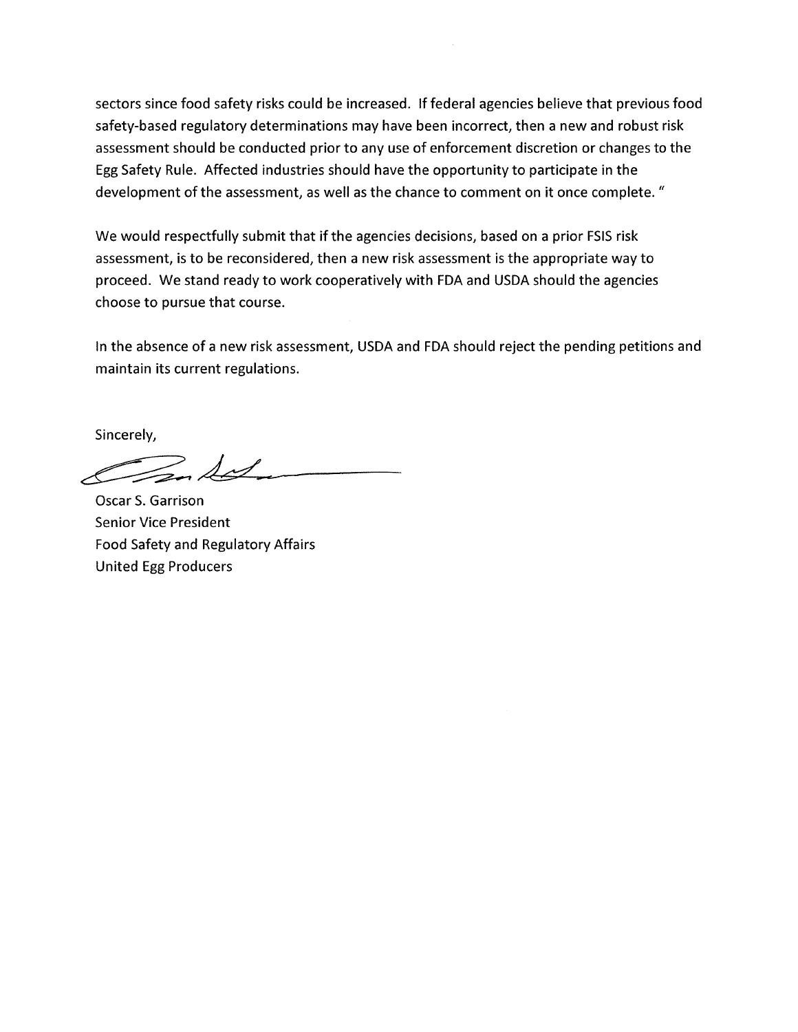sectors since food safety risks could be increased. If federal agencies believe that previous food safety-based regulatory determinations may have been incorrect, then a new and robust risk assessment should be conducted prior to any use of enforcement discretion or changes to the Egg Safety Rule. Affected industries should have the opportunity to participate in the development of the assessment, as well as the chance to comment on it once complete. "

We would respectfully submit that if the agencies decisions, based on a prior FSIS risk assessment, is to be reconsidered, then a new risk assessment is the appropriate way to proceed. We stand ready to work cooperatively with FDA and USDA should the agencies choose to pursue that course.

In the absence of a new risk assessment, USDA and FDA should reject the pending petitions and maintain its current regulations.

Sincerely,

Oscar S. Garrison
Senior Vice President
Food Safety and Regulatory Affairs
United Egg Producers